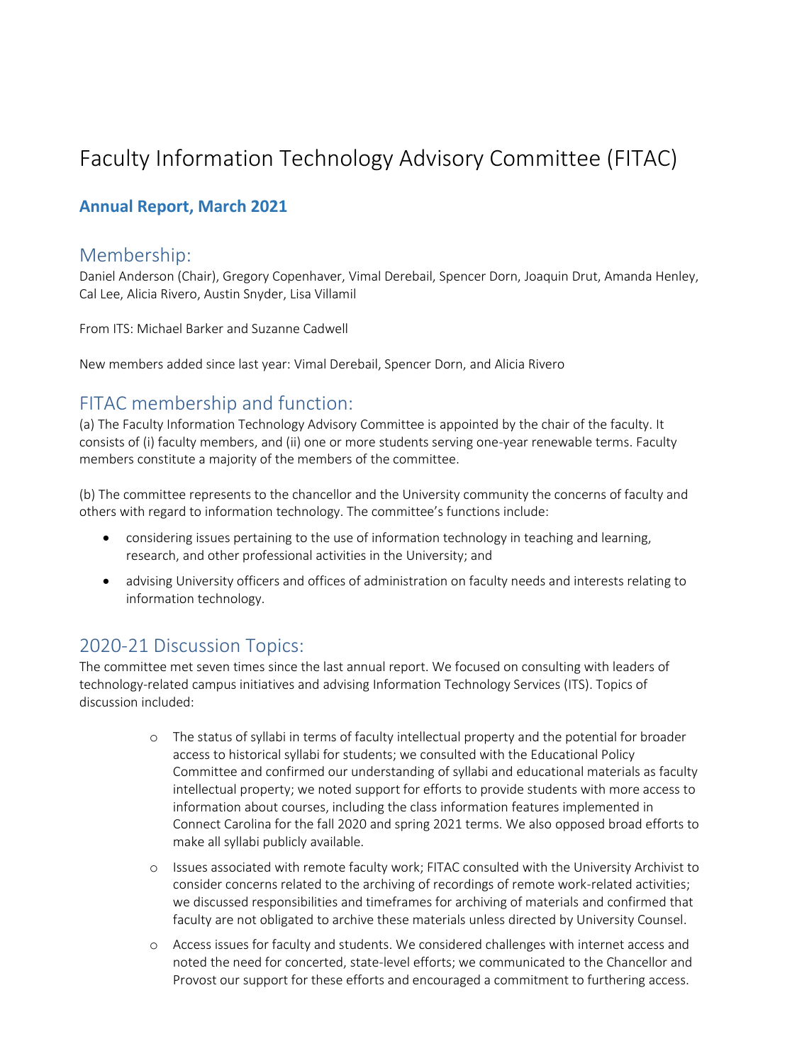# Faculty Information Technology Advisory Committee (FITAC)

### **Annual Report, March 2021**

## Membership:

Daniel Anderson (Chair), Gregory Copenhaver, Vimal Derebail, Spencer Dorn, Joaquin Drut, Amanda Henley, Cal Lee, Alicia Rivero, Austin Snyder, Lisa Villamil

From ITS: Michael Barker and Suzanne Cadwell

New members added since last year: Vimal Derebail, Spencer Dorn, and Alicia Rivero

## FITAC membership and function:

(a) The Faculty Information Technology Advisory Committee is appointed by the chair of the faculty. It consists of (i) faculty members, and (ii) one or more students serving one-year renewable terms. Faculty members constitute a majority of the members of the committee.

(b) The committee represents to the chancellor and the University community the concerns of faculty and others with regard to information technology. The committee's functions include:

- considering issues pertaining to the use of information technology in teaching and learning, research, and other professional activities in the University; and
- advising University officers and offices of administration on faculty needs and interests relating to information technology.

## 2020-21 Discussion Topics:

The committee met seven times since the last annual report. We focused on consulting with leaders of technology-related campus initiatives and advising Information Technology Services (ITS). Topics of discussion included:

- The status of syllabi in terms of faculty intellectual property and the potential for broader access to historical syllabi for students; we consulted with the Educational Policy Committee and confirmed our understanding of syllabi and educational materials as faculty intellectual property; we noted support for efforts to provide students with more access to information about courses, including the class information features implemented in Connect Carolina for the fall 2020 and spring 2021 terms. We also opposed broad efforts to make all syllabi publicly available.
- Issues associated with remote faculty work; FITAC consulted with the University Archivist to consider concerns related to the archiving of recordings of remote work-related activities; we discussed responsibilities and timeframes for archiving of materials and confirmed that faculty are not obligated to archive these materials unless directed by University Counsel.
- Access issues for faculty and students. We considered challenges with internet access and noted the need for concerted, state-level efforts; we communicated to the Chancellor and Provost our support for these efforts and encouraged a commitment to furthering access.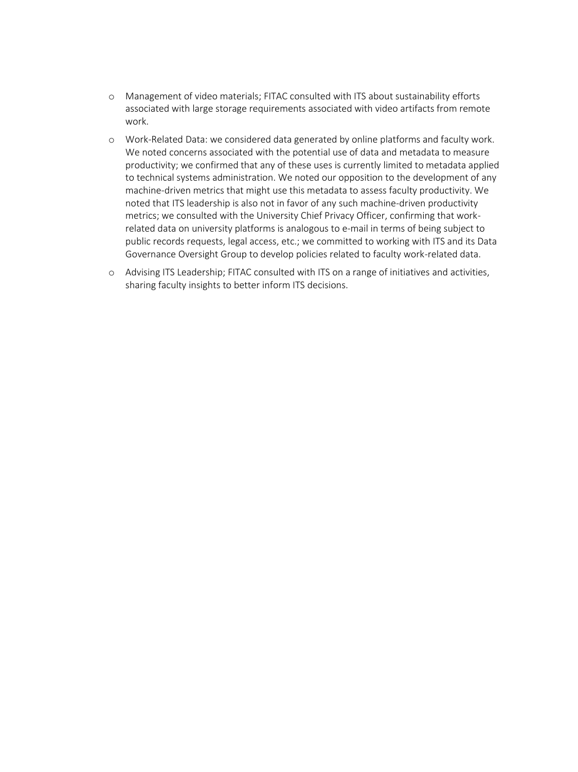- Management of video materials; FITAC consulted with ITS about sustainability efforts associated with large storage requirements associated with video artifacts from remote work.
- Work-Related Data: we considered data generated by online platforms and faculty work. We noted concerns associated with the potential use of data and metadata to measure productivity; we confirmed that any of these uses is currently limited to metadata applied to technical systems administration. We noted our opposition to the development of any machine-driven metrics that might use this metadata to assess faculty productivity. We noted that ITS leadership is also not in favor of any such machine-driven productivity metrics; we consulted with the University Chief Privacy Officer, confirming that work-related data on university platforms is analogous to e-mail in terms of being subject to public records requests, legal access, etc.; we committed to working with ITS and its Data Governance Oversight Group to develop policies related to faculty work-related data.
- Advising ITS Leadership; FITAC consulted with ITS on a range of initiatives and activities, sharing faculty insights to better inform ITS decisions.